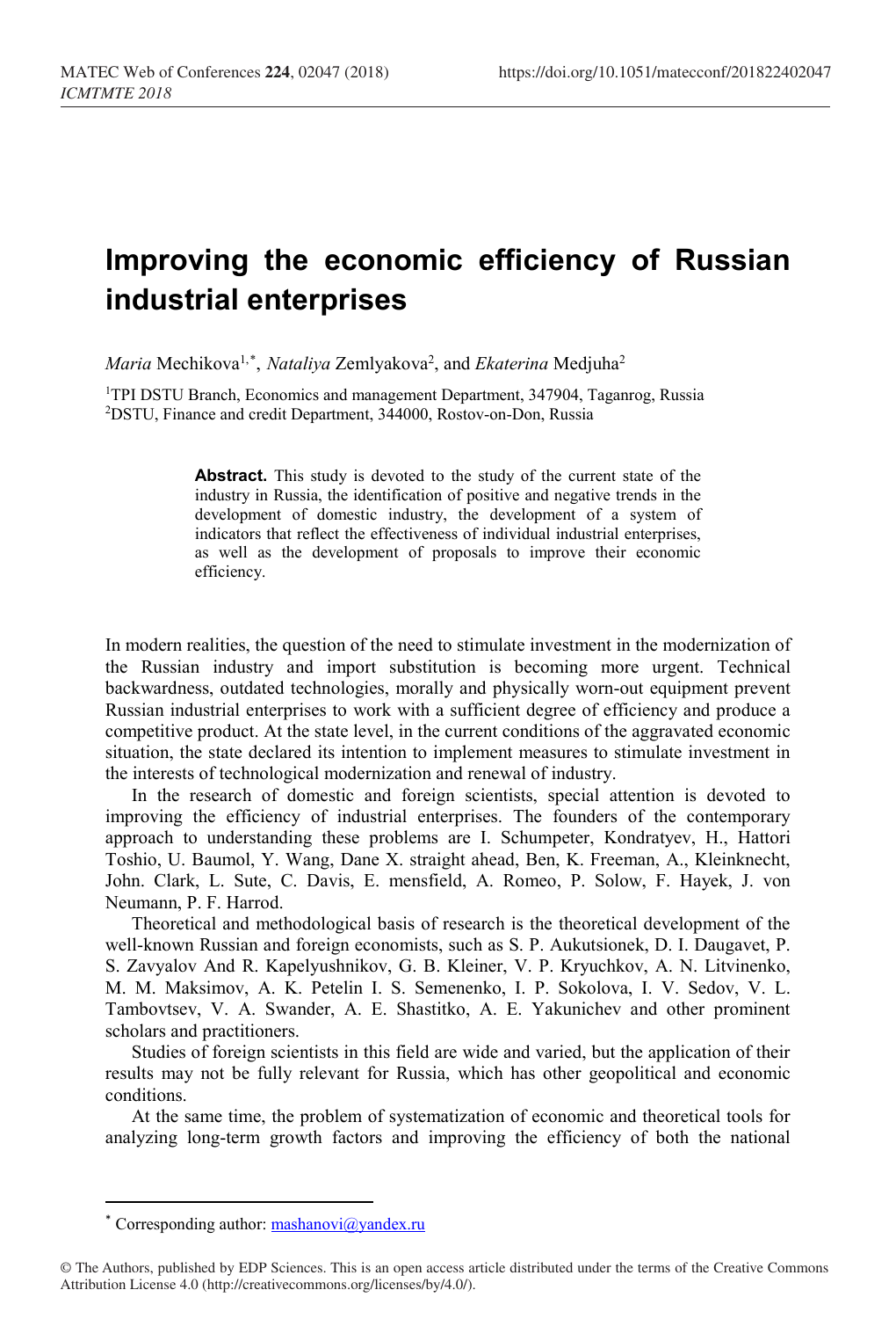# Improving the economic efficiency of Russian industrial enterprises

*Maria* Mechikova[1,*], *Nataliya* Zemlyakova[2], and *Ekaterina* Medjuha[2]

[1]TPI DSTU Branch, Economics and management Department, 347904, Taganrog, Russia
[2]DSTU, Finance and credit Department, 344000, Rostov-on-Don, Russia

> **Abstract.** This study is devoted to the study of the current state of the industry in Russia, the identification of positive and negative trends in the development of domestic industry, the development of a system of indicators that reflect the effectiveness of individual industrial enterprises, as well as the development of proposals to improve their economic efficiency.

In modern realities, the question of the need to stimulate investment in the modernization of the Russian industry and import substitution is becoming more urgent. Technical backwardness, outdated technologies, morally and physically worn-out equipment prevent Russian industrial enterprises to work with a sufficient degree of efficiency and produce a competitive product. At the state level, in the current conditions of the aggravated economic situation, the state declared its intention to implement measures to stimulate investment in the interests of technological modernization and renewal of industry.

In the research of domestic and foreign scientists, special attention is devoted to improving the efficiency of industrial enterprises. The founders of the contemporary approach to understanding these problems are I. Schumpeter, Kondratyev, H., Hattori Toshio, U. Baumol, Y. Wang, Dane X. straight ahead, Ben, K. Freeman, A., Kleinknecht, John. Clark, L. Sute, C. Davis, E. mensfield, A. Romeo, P. Solow, F. Hayek, J. von Neumann, P. F. Harrod.

Theoretical and methodological basis of research is the theoretical development of the well-known Russian and foreign economists, such as S. P. Aukutsionek, D. I. Daugavet, P. S. Zavyalov And R. Kapelyushnikov, G. B. Kleiner, V. P. Kryuchkov, A. N. Litvinenko, M. M. Maksimov, A. K. Petelin I. S. Semenenko, I. P. Sokolova, I. V. Sedov, V. L. Tambovtsev, V. A. Swander, A. E. Shastitko, A. E. Yakunichev and other prominent scholars and practitioners.

Studies of foreign scientists in this field are wide and varied, but the application of their results may not be fully relevant for Russia, which has other geopolitical and economic conditions.

At the same time, the problem of systematization of economic and theoretical tools for analyzing long-term growth factors and improving the efficiency of both the national

---

[*] Corresponding author: mashanovi@yandex.ru

© The Authors, published by EDP Sciences. This is an open access article distributed under the terms of the Creative Commons Attribution License 4.0 (http://creativecommons.org/licenses/by/4.0/).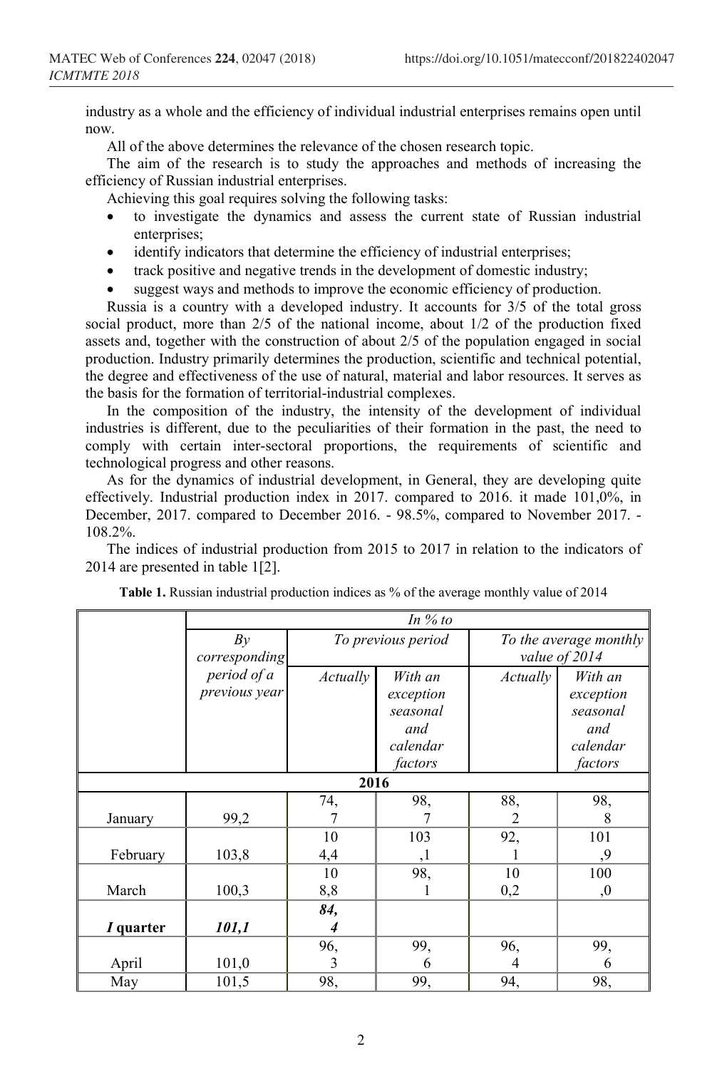industry as a whole and the efficiency of individual industrial enterprises remains open until now.

All of the above determines the relevance of the chosen research topic.

The aim of the research is to study the approaches and methods of increasing the efficiency of Russian industrial enterprises.

Achieving this goal requires solving the following tasks:

- to investigate the dynamics and assess the current state of Russian industrial enterprises;
- identify indicators that determine the efficiency of industrial enterprises;
- track positive and negative trends in the development of domestic industry;
- suggest ways and methods to improve the economic efficiency of production.

Russia is a country with a developed industry. It accounts for 3/5 of the total gross social product, more than 2/5 of the national income, about 1/2 of the production fixed assets and, together with the construction of about 2/5 of the population engaged in social production. Industry primarily determines the production, scientific and technical potential, the degree and effectiveness of the use of natural, material and labor resources. It serves as the basis for the formation of territorial-industrial complexes.

In the composition of the industry, the intensity of the development of individual industries is different, due to the peculiarities of their formation in the past, the need to comply with certain inter-sectoral proportions, the requirements of scientific and technological progress and other reasons.

As for the dynamics of industrial development, in General, they are developing quite effectively. Industrial production index in 2017. compared to 2016. it made 101,0%, in December, 2017. compared to December 2016. - 98.5%, compared to November 2017. - 108.2%.

The indices of industrial production from 2015 to 2017 in relation to the indicators of 2014 are presented in table 1[2].

**Table 1.** Russian industrial production indices as % of the average monthly value of 2014

| | *In % to* | | | | |
|---|---|---|---|---|---|
| | *By corresponding period of a previous year* | *To previous period* | | *To the average monthly value of 2014* | |
| | | *Actually* | *With an exception seasonal and calendar factors* | *Actually* | *With an exception seasonal and calendar factors* |
| **2016** | | | | | |
| January | 99,2 | 74,7 | 98,7 | 88,2 | 98,8 |
| February | 103,8 | 104,4 | 103,1 | 92,1 | 101,9 |
| March | 100,3 | 108,8 | 98,1 | 100,2 | 100,0 |
| ***I quarter*** | ***101,1*** | ***84,4*** | | | |
| April | 101,0 | 96,3 | 99,6 | 96,4 | 99,6 |
| May | 101,5 | 98, | 99, | 94, | 98, |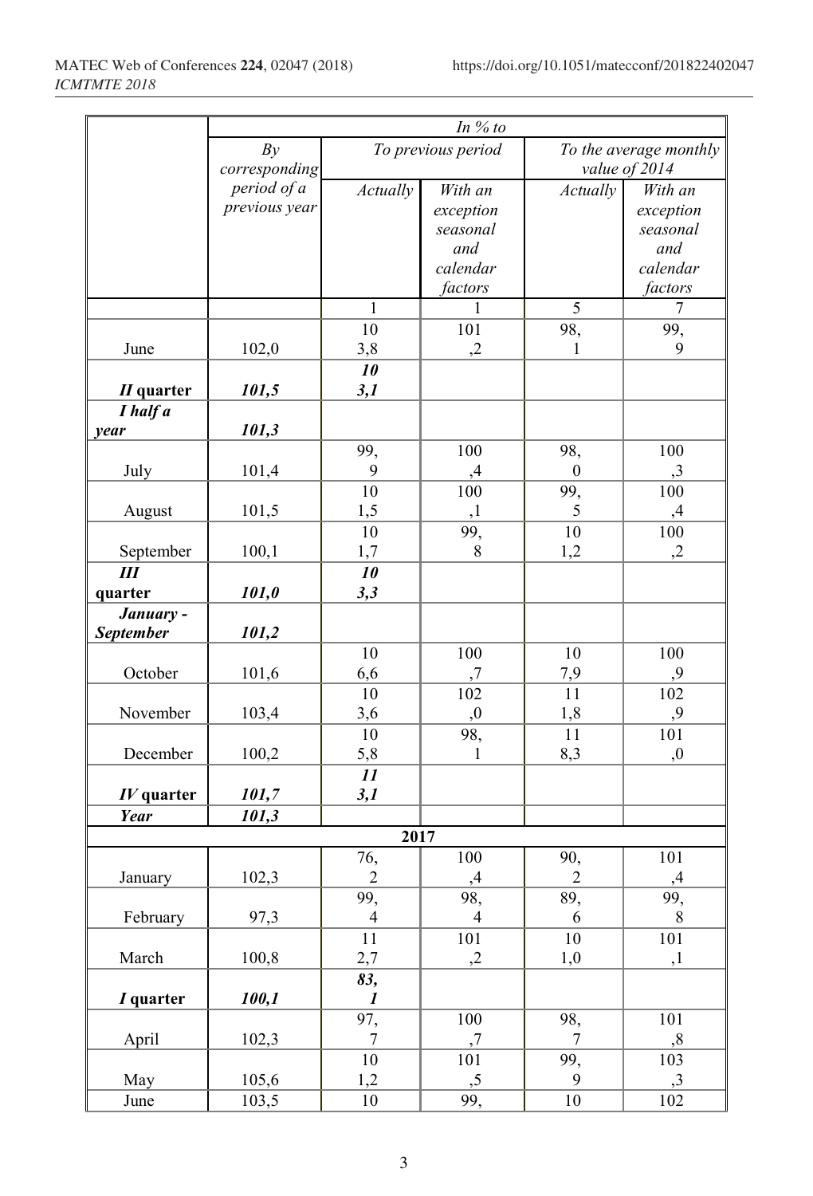|  | In % to | | | | |
|---|---|---|---|---|---|
|  | By corresponding period of a previous year | To previous period | | To the average monthly value of 2014 | |
|  |  | Actually | With an exception seasonal and calendar factors | Actually | With an exception seasonal and calendar factors |
|  |  | 1 | 1 | 5 | 7 |
| June | 102,0 | 103,8 | 101,2 | 98,1 | 99,9 |
| ***II* quarter** | ***101,5*** | ***103,1*** |  |  |  |
| ***I half a year*** | ***101,3*** |  |  |  |  |
| July | 101,4 | 99,9 | 100,4 | 98,0 | 100,3 |
| August | 101,5 | 101,5 | 100,1 | 99,5 | 100,4 |
| September | 100,1 | 101,7 | 99,8 | 101,2 | 100,2 |
| ***III quarter*** | ***101,0*** | ***103,3*** |  |  |  |
| ***January - September*** | ***101,2*** |  |  |  |  |
| October | 101,6 | 106,6 | 100,7 | 107,9 | 100,9 |
| November | 103,4 | 103,6 | 102,0 | 111,8 | 102,9 |
| December | 100,2 | 105,8 | 98,1 | 118,3 | 101,0 |
| ***IV* quarter** | ***101,7*** | ***113,1*** |  |  |  |
| ***Year*** | ***101,3*** |  |  |  |  |
| **2017** | | | | | |
| January | 102,3 | 76,2 | 100,4 | 90,2 | 101,4 |
| February | 97,3 | 99,4 | 98,4 | 89,6 | 99,8 |
| March | 100,8 | 112,7 | 101,2 | 101,0 | 101,1 |
| ***I* quarter** | ***100,1*** | ***83,1*** |  |  |  |
| April | 102,3 | 97,7 | 100,7 | 98,7 | 101,8 |
| May | 105,6 | 101,2 | 101,5 | 99,9 | 103,3 |
| June | 103,5 | 10 | 99, | 10 | 102 |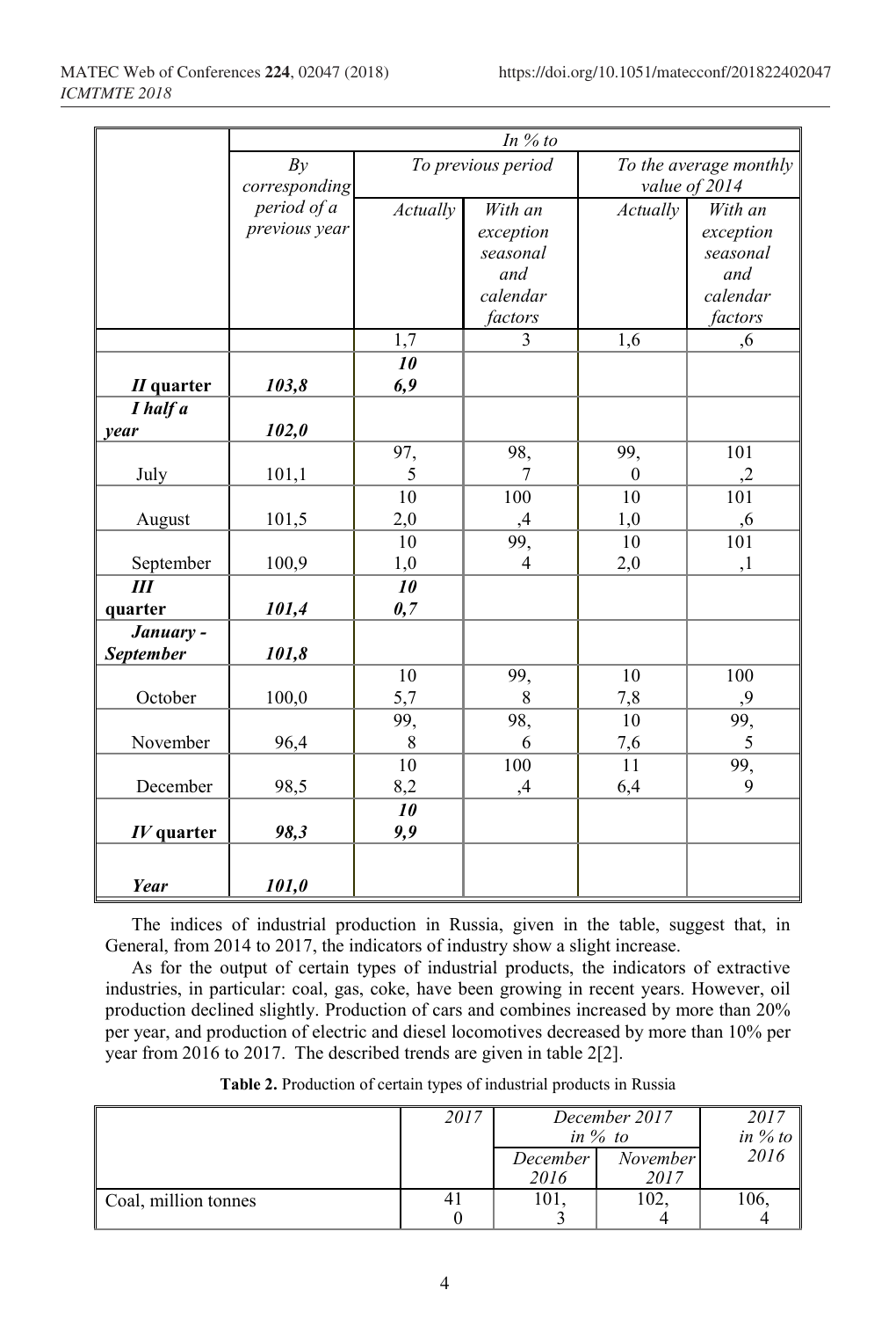| | In % to | | | | |
|---|---|---|---|---|---|
| | By corresponding period of a previous year | To previous period | | To the average monthly value of 2014 | |
| | | Actually | With an exception seasonal and calendar factors | Actually | With an exception seasonal and calendar factors |
| | | 1,7 | 3 | 1,6 | ,6 |
| ***II* quarter** | ***103,8*** | ***106,9*** | | | |
| ***I half a year*** | ***102,0*** | | | | |
| July | 101,1 | 97,5 | 98,7 | 99,0 | 101,2 |
| August | 101,5 | 102,0 | 100,4 | 101,0 | 101,6 |
| September | 100,9 | 101,0 | 99,4 | 102,0 | 101,1 |
| ***III quarter*** | ***101,4*** | ***100,7*** | | | |
| ***January - September*** | ***101,8*** | | | | |
| October | 100,0 | 105,7 | 99,8 | 107,8 | 100,9 |
| November | 96,4 | 99,8 | 98,6 | 107,6 | 99,5 |
| December | 98,5 | 108,2 | 100,4 | 116,4 | 99,9 |
| ***IV* quarter** | ***98,3*** | ***109,9*** | | | |
| ***Year*** | ***101,0*** | | | | |

The indices of industrial production in Russia, given in the table, suggest that, in General, from 2014 to 2017, the indicators of industry show a slight increase.

As for the output of certain types of industrial products, the indicators of extractive industries, in particular: coal, gas, coke, have been growing in recent years. However, oil production declined slightly. Production of cars and combines increased by more than 20% per year, and production of electric and diesel locomotives decreased by more than 10% per year from 2016 to 2017. The described trends are given in table 2[2].

**Table 2.** Production of certain types of industrial products in Russia

| | *2017* | *December 2017 in % to* | | *2017 in % to 2016* |
|---|---|---|---|---|
| | | *December 2016* | *November 2017* | |
| Coal, million tonnes | 410 | 101,3 | 102,4 | 106,4 |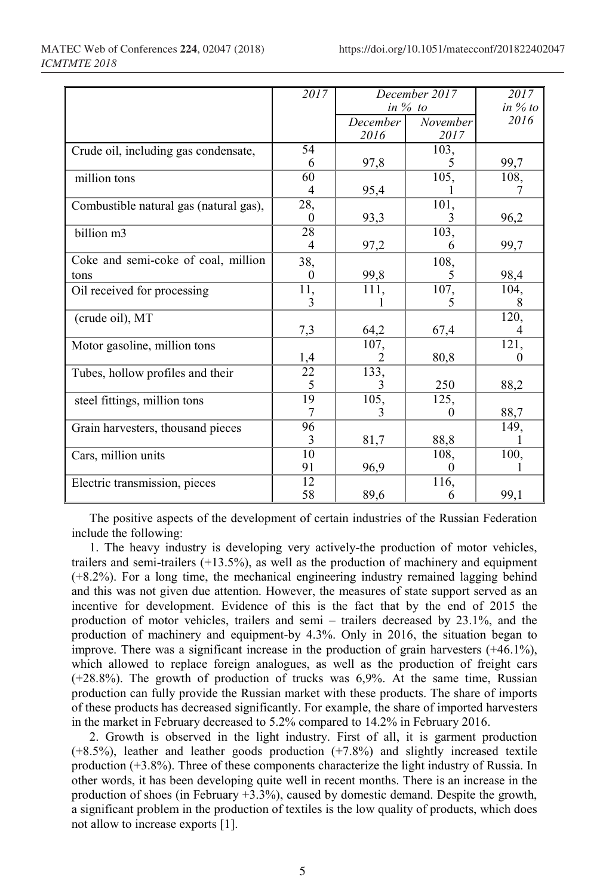| | 2017 | December 2017 in % to | | 2017 in % to 2016 |
|---|---|---|---|---|
| | | December 2016 | November 2017 | |
| Crude oil, including gas condensate, | 546 | 97,8 | 103,5 | 99,7 |
| million tons | 604 | 95,4 | 105,1 | 108,7 |
| Combustible natural gas (natural gas), | 28,0 | 93,3 | 101,3 | 96,2 |
| billion m3 | 284 | 97,2 | 103,6 | 99,7 |
| Coke and semi-coke of coal, million tons | 38,0 | 99,8 | 108,5 | 98,4 |
| Oil received for processing | 11,3 | 111,1 | 107,5 | 104,8 |
| (crude oil), MT | 7,3 | 64,2 | 67,4 | 120,4 |
| Motor gasoline, million tons | 1,4 | 107,2 | 80,8 | 121,0 |
| Tubes, hollow profiles and their | 225 | 133,3 | 250 | 88,2 |
| steel fittings, million tons | 197 | 105,3 | 125,0 | 88,7 |
| Grain harvesters, thousand pieces | 963 | 81,7 | 88,8 | 149,1 |
| Cars, million units | 1091 | 96,9 | 108,0 | 100,1 |
| Electric transmission, pieces | 1258 | 89,6 | 116,6 | 99,1 |

The positive aspects of the development of certain industries of the Russian Federation include the following:

1. The heavy industry is developing very actively-the production of motor vehicles, trailers and semi-trailers (+13.5%), as well as the production of machinery and equipment (+8.2%). For a long time, the mechanical engineering industry remained lagging behind and this was not given due attention. However, the measures of state support served as an incentive for development. Evidence of this is the fact that by the end of 2015 the production of motor vehicles, trailers and semi – trailers decreased by 23.1%, and the production of machinery and equipment-by 4.3%. Only in 2016, the situation began to improve. There was a significant increase in the production of grain harvesters (+46.1%), which allowed to replace foreign analogues, as well as the production of freight cars (+28.8%). The growth of production of trucks was 6,9%. At the same time, Russian production can fully provide the Russian market with these products. The share of imports of these products has decreased significantly. For example, the share of imported harvesters in the market in February decreased to 5.2% compared to 14.2% in February 2016.

2. Growth is observed in the light industry. First of all, it is garment production (+8.5%), leather and leather goods production (+7.8%) and slightly increased textile production (+3.8%). Three of these components characterize the light industry of Russia. In other words, it has been developing quite well in recent months. There is an increase in the production of shoes (in February +3.3%), caused by domestic demand. Despite the growth, a significant problem in the production of textiles is the low quality of products, which does not allow to increase exports [1].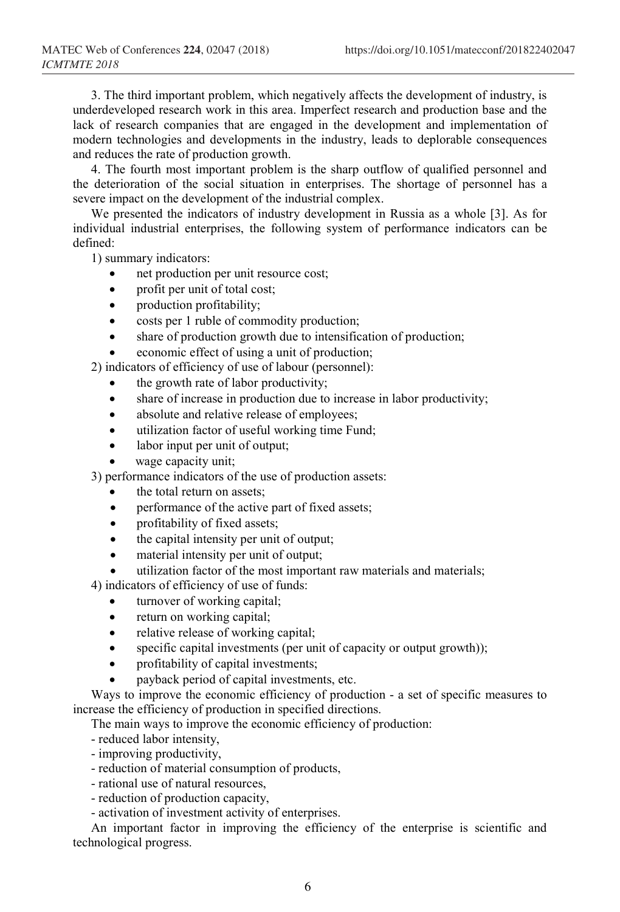3. The third important problem, which negatively affects the development of industry, is underdeveloped research work in this area. Imperfect research and production base and the lack of research companies that are engaged in the development and implementation of modern technologies and developments in the industry, leads to deplorable consequences and reduces the rate of production growth.

4. The fourth most important problem is the sharp outflow of qualified personnel and the deterioration of the social situation in enterprises. The shortage of personnel has a severe impact on the development of the industrial complex.

We presented the indicators of industry development in Russia as a whole [3]. As for individual industrial enterprises, the following system of performance indicators can be defined:

1) summary indicators:

- net production per unit resource cost;
- profit per unit of total cost;
- production profitability;
- costs per 1 ruble of commodity production;
- share of production growth due to intensification of production;
- economic effect of using a unit of production;

2) indicators of efficiency of use of labour (personnel):

- the growth rate of labor productivity;
- share of increase in production due to increase in labor productivity;
- absolute and relative release of employees;
- utilization factor of useful working time Fund;
- labor input per unit of output;
- wage capacity unit;

3) performance indicators of the use of production assets:

- the total return on assets;
- performance of the active part of fixed assets;
- profitability of fixed assets;
- the capital intensity per unit of output;
- material intensity per unit of output;
- utilization factor of the most important raw materials and materials;

4) indicators of efficiency of use of funds:

- turnover of working capital;
- return on working capital;
- relative release of working capital;
- specific capital investments (per unit of capacity or output growth));
- profitability of capital investments;
- payback period of capital investments, etc.

Ways to improve the economic efficiency of production - a set of specific measures to increase the efficiency of production in specified directions.

The main ways to improve the economic efficiency of production:

- reduced labor intensity,
- improving productivity,
- reduction of material consumption of products,
- rational use of natural resources,
- reduction of production capacity,
- activation of investment activity of enterprises.

An important factor in improving the efficiency of the enterprise is scientific and technological progress.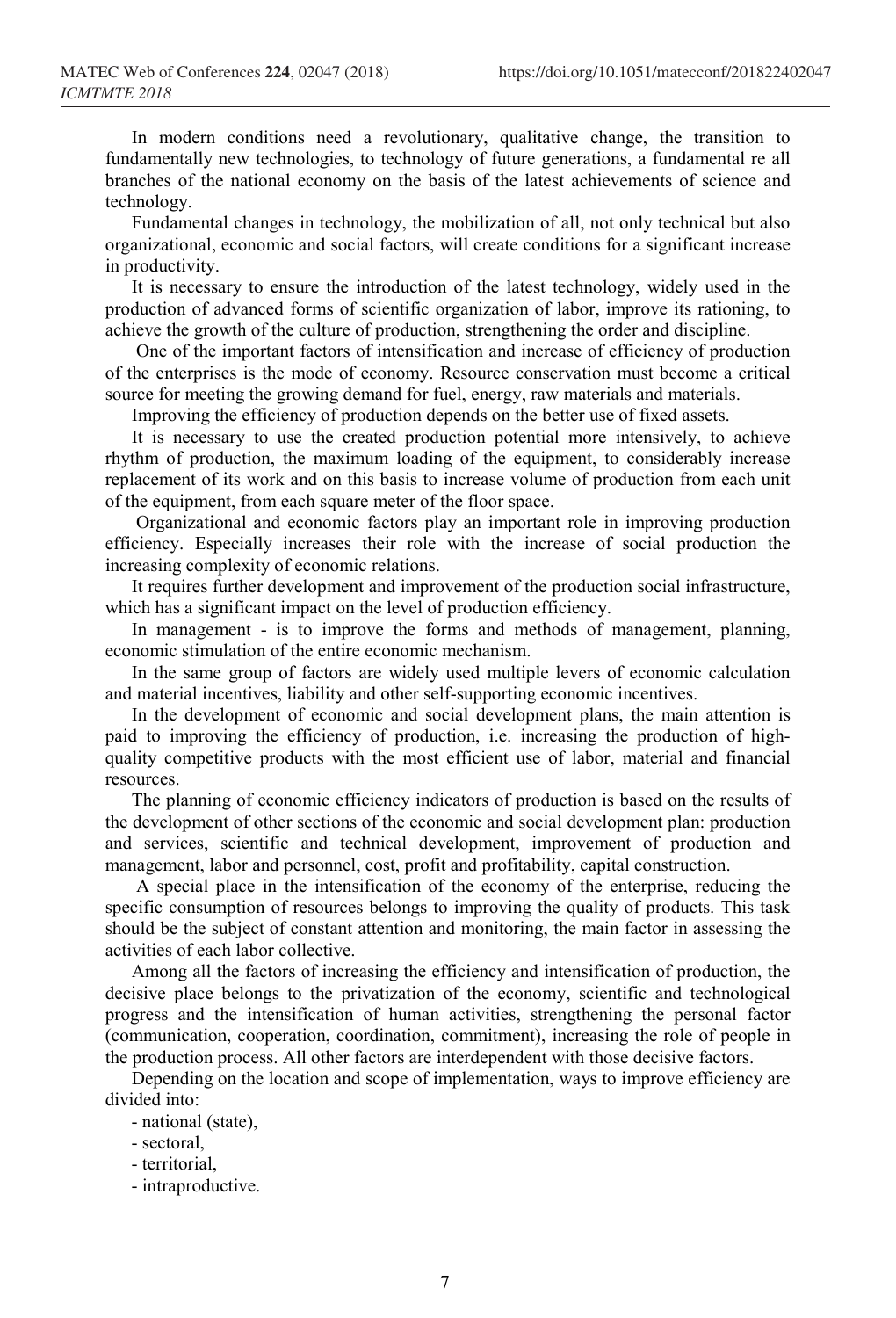In modern conditions need a revolutionary, qualitative change, the transition to fundamentally new technologies, to technology of future generations, a fundamental re all branches of the national economy on the basis of the latest achievements of science and technology.

Fundamental changes in technology, the mobilization of all, not only technical but also organizational, economic and social factors, will create conditions for a significant increase in productivity.

It is necessary to ensure the introduction of the latest technology, widely used in the production of advanced forms of scientific organization of labor, improve its rationing, to achieve the growth of the culture of production, strengthening the order and discipline.

One of the important factors of intensification and increase of efficiency of production of the enterprises is the mode of economy. Resource conservation must become a critical source for meeting the growing demand for fuel, energy, raw materials and materials.

Improving the efficiency of production depends on the better use of fixed assets.

It is necessary to use the created production potential more intensively, to achieve rhythm of production, the maximum loading of the equipment, to considerably increase replacement of its work and on this basis to increase volume of production from each unit of the equipment, from each square meter of the floor space.

Organizational and economic factors play an important role in improving production efficiency. Especially increases their role with the increase of social production the increasing complexity of economic relations.

It requires further development and improvement of the production social infrastructure, which has a significant impact on the level of production efficiency.

In management - is to improve the forms and methods of management, planning, economic stimulation of the entire economic mechanism.

In the same group of factors are widely used multiple levers of economic calculation and material incentives, liability and other self-supporting economic incentives.

In the development of economic and social development plans, the main attention is paid to improving the efficiency of production, i.e. increasing the production of high-quality competitive products with the most efficient use of labor, material and financial resources.

The planning of economic efficiency indicators of production is based on the results of the development of other sections of the economic and social development plan: production and services, scientific and technical development, improvement of production and management, labor and personnel, cost, profit and profitability, capital construction.

A special place in the intensification of the economy of the enterprise, reducing the specific consumption of resources belongs to improving the quality of products. This task should be the subject of constant attention and monitoring, the main factor in assessing the activities of each labor collective.

Among all the factors of increasing the efficiency and intensification of production, the decisive place belongs to the privatization of the economy, scientific and technological progress and the intensification of human activities, strengthening the personal factor (communication, cooperation, coordination, commitment), increasing the role of people in the production process. All other factors are interdependent with those decisive factors.

Depending on the location and scope of implementation, ways to improve efficiency are divided into:

- national (state),
- sectoral,
- territorial,
- intraproductive.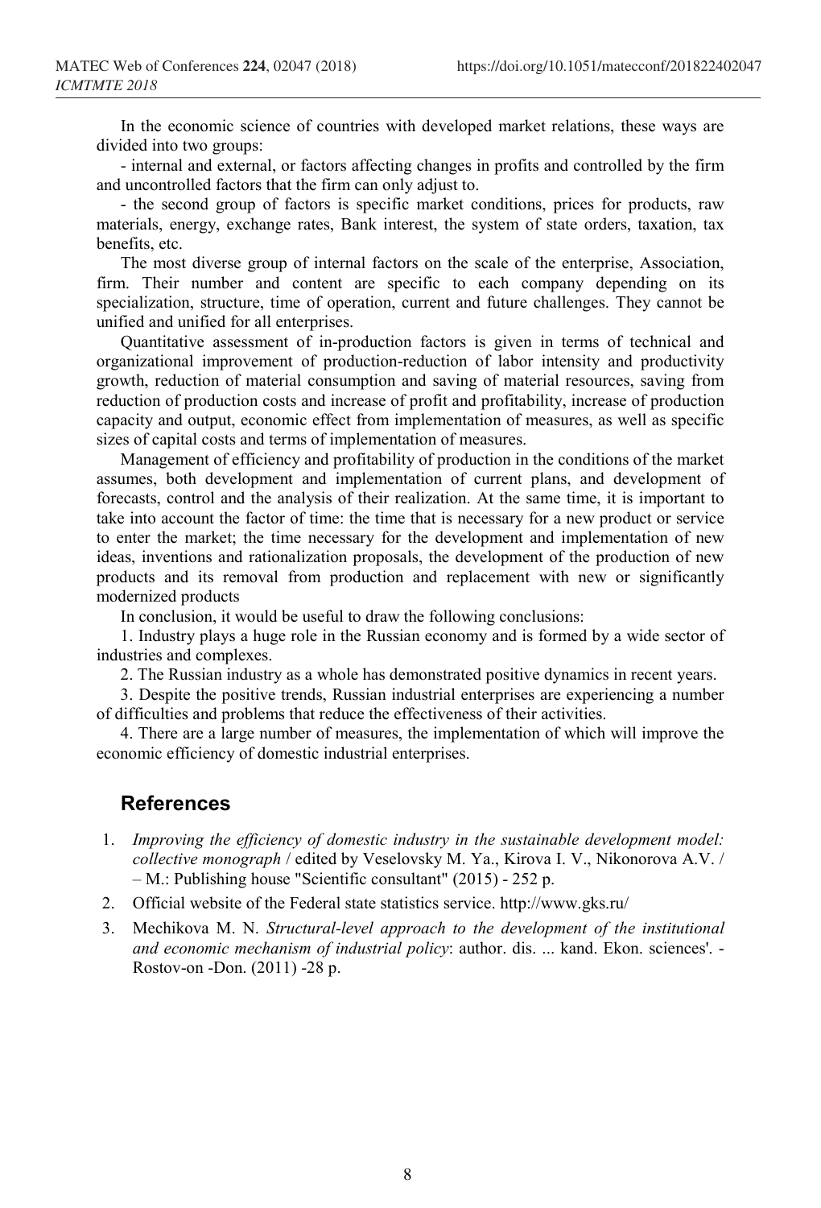In the economic science of countries with developed market relations, these ways are divided into two groups:

- internal and external, or factors affecting changes in profits and controlled by the firm and uncontrolled factors that the firm can only adjust to.

- the second group of factors is specific market conditions, prices for products, raw materials, energy, exchange rates, Bank interest, the system of state orders, taxation, tax benefits, etc.

The most diverse group of internal factors on the scale of the enterprise, Association, firm. Their number and content are specific to each company depending on its specialization, structure, time of operation, current and future challenges. They cannot be unified and unified for all enterprises.

Quantitative assessment of in-production factors is given in terms of technical and organizational improvement of production-reduction of labor intensity and productivity growth, reduction of material consumption and saving of material resources, saving from reduction of production costs and increase of profit and profitability, increase of production capacity and output, economic effect from implementation of measures, as well as specific sizes of capital costs and terms of implementation of measures.

Management of efficiency and profitability of production in the conditions of the market assumes, both development and implementation of current plans, and development of forecasts, control and the analysis of their realization. At the same time, it is important to take into account the factor of time: the time that is necessary for a new product or service to enter the market; the time necessary for the development and implementation of new ideas, inventions and rationalization proposals, the development of the production of new products and its removal from production and replacement with new or significantly modernized products

In conclusion, it would be useful to draw the following conclusions:

1. Industry plays a huge role in the Russian economy and is formed by a wide sector of industries and complexes.

2. The Russian industry as a whole has demonstrated positive dynamics in recent years.

3. Despite the positive trends, Russian industrial enterprises are experiencing a number of difficulties and problems that reduce the effectiveness of their activities.

4. There are a large number of measures, the implementation of which will improve the economic efficiency of domestic industrial enterprises.

## References

1. *Improving the efficiency of domestic industry in the sustainable development model: collective monograph* / edited by Veselovsky M. Ya., Kirova I. V., Nikonorova A.V. / – M.: Publishing house "Scientific consultant" (2015) - 252 p.
2. Official website of the Federal state statistics service. http://www.gks.ru/
3. Mechikova M. N. *Structural-level approach to the development of the institutional and economic mechanism of industrial policy*: author. dis. ... kand. Ekon. sciences'. - Rostov-on -Don. (2011) -28 p.